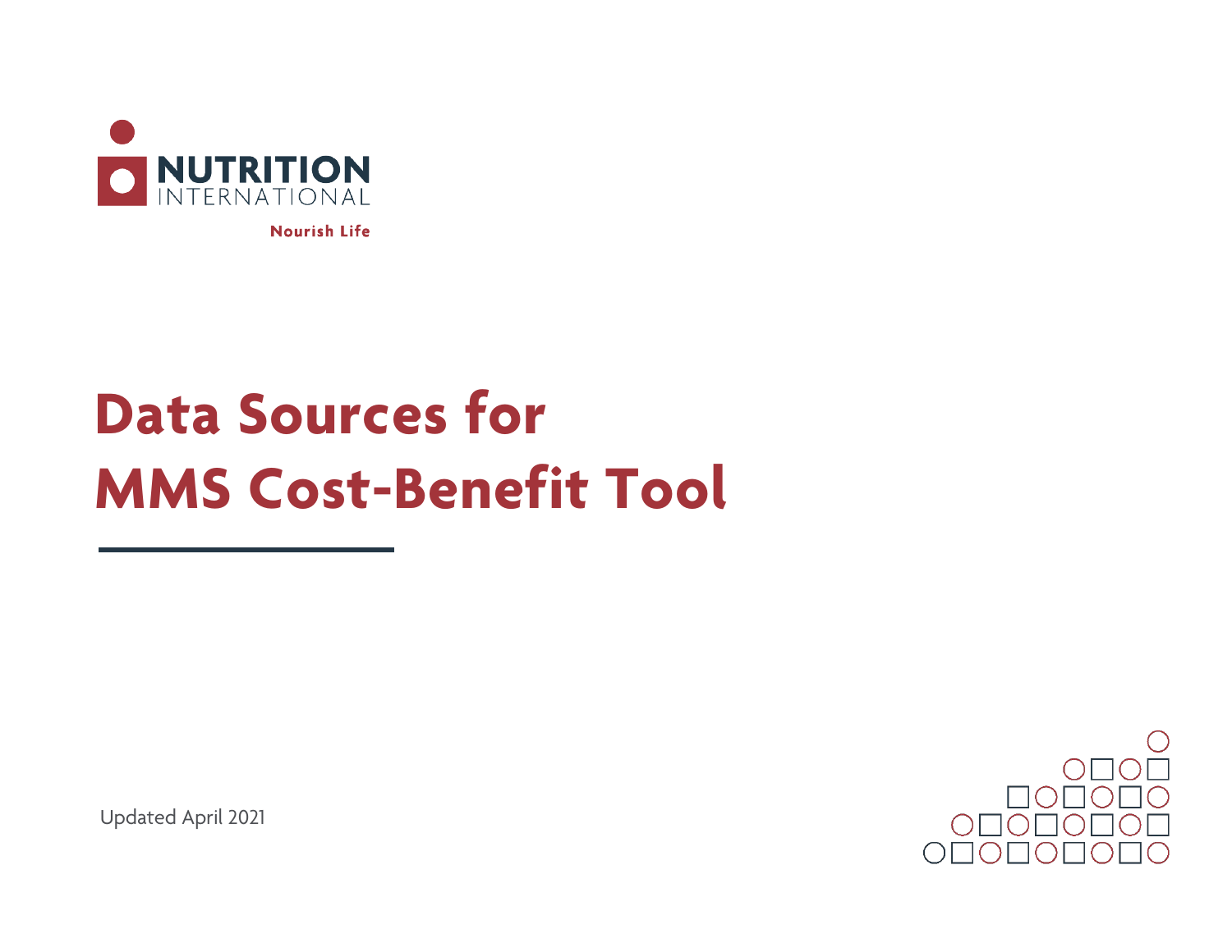NUTRITION INTERNATIONAL

Nourish Life

# Data Sources for MMS Cost-Benefit Tool

Updated April 2021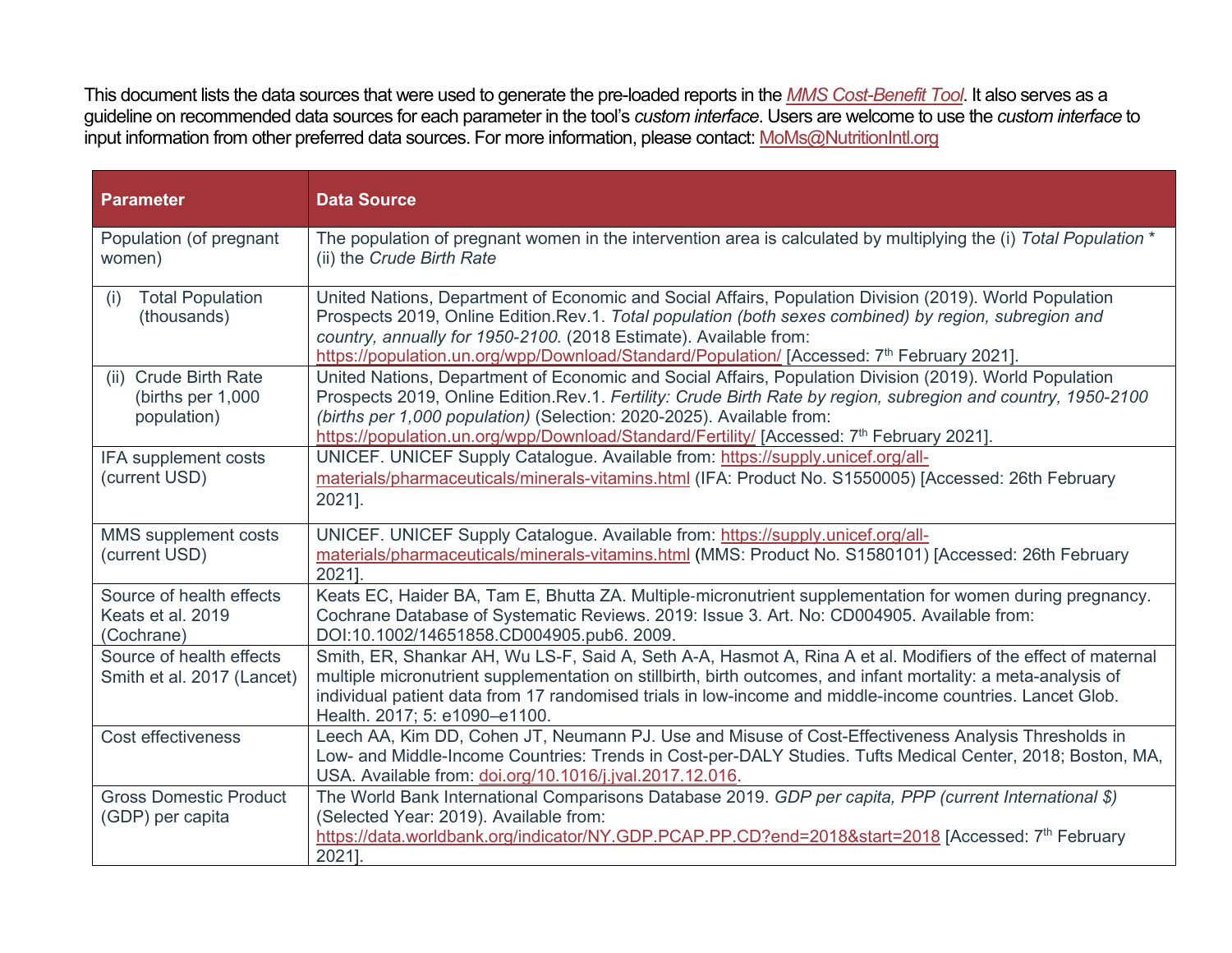This document lists the data sources that were used to generate the pre-loaded reports in the *MMS Cost-Benefit Tool*. It also serves as a guideline on recommended data sources for each parameter in the tool's *custom interface*. Users are welcome to use the *custom interface* to input information from other preferred data sources. For more information, please contact: MoMs@NutritionIntl.org

| Parameter | Data Source |
|---|---|
| Population (of pregnant women) | The population of pregnant women in the intervention area is calculated by multiplying the (i) *Total Population* * (ii) the *Crude Birth Rate* |
| (i) Total Population (thousands) | United Nations, Department of Economic and Social Affairs, Population Division (2019). World Population Prospects 2019, Online Edition.Rev.1. *Total population (both sexes combined) by region, subregion and country, annually for 1950-2100.* (2018 Estimate). Available from: https://population.un.org/wpp/Download/Standard/Population/ [Accessed: 7th February 2021]. |
| (ii) Crude Birth Rate (births per 1,000 population) | United Nations, Department of Economic and Social Affairs, Population Division (2019). World Population Prospects 2019, Online Edition.Rev.1. *Fertility: Crude Birth Rate by region, subregion and country, 1950-2100 (births per 1,000 population)* (Selection: 2020-2025). Available from: https://population.un.org/wpp/Download/Standard/Fertility/ [Accessed: 7th February 2021]. |
| IFA supplement costs (current USD) | UNICEF. UNICEF Supply Catalogue. Available from: https://supply.unicef.org/all-materials/pharmaceuticals/minerals-vitamins.html (IFA: Product No. S1550005) [Accessed: 26th February 2021]. |
| MMS supplement costs (current USD) | UNICEF. UNICEF Supply Catalogue. Available from: https://supply.unicef.org/all-materials/pharmaceuticals/minerals-vitamins.html (MMS: Product No. S1580101) [Accessed: 26th February 2021]. |
| Source of health effects Keats et al. 2019 (Cochrane) | Keats EC, Haider BA, Tam E, Bhutta ZA. Multiple-micronutrient supplementation for women during pregnancy. Cochrane Database of Systematic Reviews. 2019: Issue 3. Art. No: CD004905. Available from: DOI:10.1002/14651858.CD004905.pub6. 2009. |
| Source of health effects Smith et al. 2017 (Lancet) | Smith, ER, Shankar AH, Wu LS-F, Said A, Seth A-A, Hasmot A, Rina A et al. Modifiers of the effect of maternal multiple micronutrient supplementation on stillbirth, birth outcomes, and infant mortality: a meta-analysis of individual patient data from 17 randomised trials in low-income and middle-income countries. Lancet Glob. Health. 2017; 5: e1090–e1100. |
| Cost effectiveness | Leech AA, Kim DD, Cohen JT, Neumann PJ. Use and Misuse of Cost-Effectiveness Analysis Thresholds in Low- and Middle-Income Countries: Trends in Cost-per-DALY Studies. Tufts Medical Center, 2018; Boston, MA, USA. Available from: doi.org/10.1016/j.jval.2017.12.016. |
| Gross Domestic Product (GDP) per capita | The World Bank International Comparisons Database 2019. *GDP per capita, PPP (current International $)* (Selected Year: 2019). Available from: https://data.worldbank.org/indicator/NY.GDP.PCAP.PP.CD?end=2018&start=2018 [Accessed: 7th February 2021]. |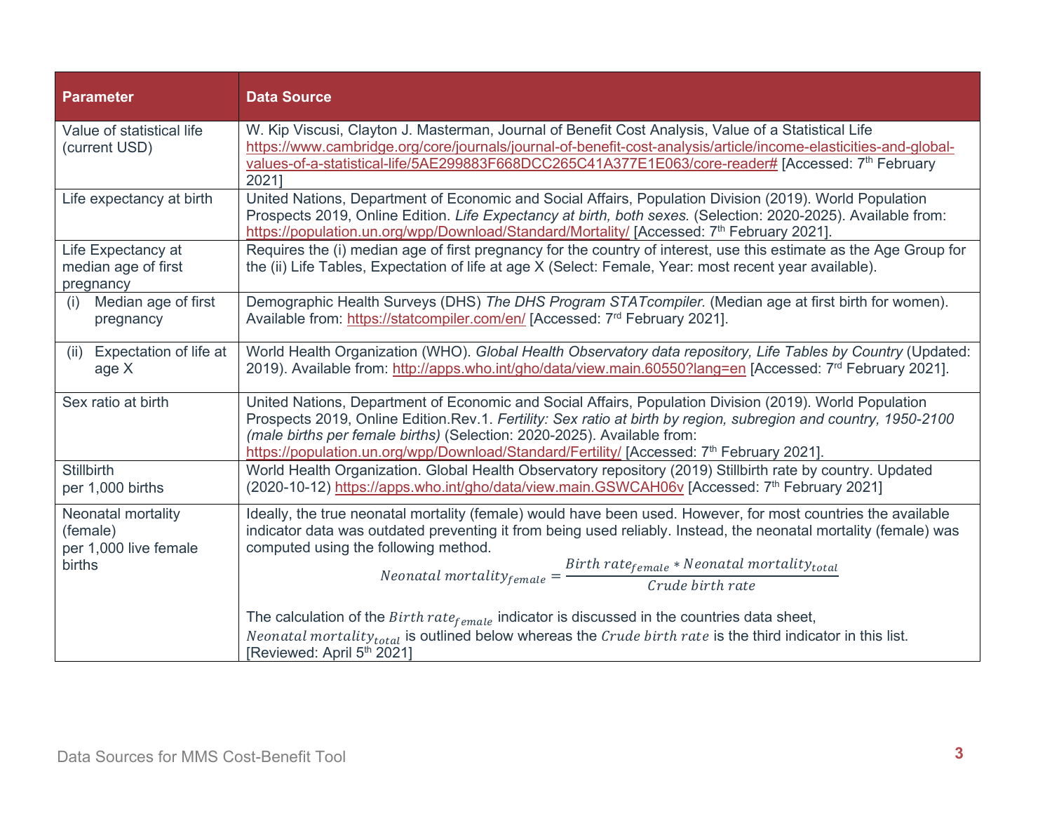| Parameter | Data Source |
|---|---|
| Value of statistical life (current USD) | W. Kip Viscusi, Clayton J. Masterman, Journal of Benefit Cost Analysis, Value of a Statistical Life https://www.cambridge.org/core/journals/journal-of-benefit-cost-analysis/article/income-elasticities-and-global-values-of-a-statistical-life/5AE299883F668DCC265C41A377E1E063/core-reader# [Accessed: 7th February 2021] |
| Life expectancy at birth | United Nations, Department of Economic and Social Affairs, Population Division (2019). World Population Prospects 2019, Online Edition. *Life Expectancy at birth, both sexes.* (Selection: 2020-2025). Available from: https://population.un.org/wpp/Download/Standard/Mortality/ [Accessed: 7th February 2021]. |
| Life Expectancy at median age of first pregnancy | Requires the (i) median age of first pregnancy for the country of interest, use this estimate as the Age Group for the (ii) Life Tables, Expectation of life at age X (Select: Female, Year: most recent year available). |
| (i) Median age of first pregnancy | Demographic Health Surveys (DHS) *The DHS Program STATcompiler.* (Median age at first birth for women). Available from: https://statcompiler.com/en/ [Accessed: 7rd February 2021]. |
| (ii) Expectation of life at age X | World Health Organization (WHO). *Global Health Observatory data repository, Life Tables by Country* (Updated: 2019). Available from: http://apps.who.int/gho/data/view.main.60550?lang=en [Accessed: 7rd February 2021]. |
| Sex ratio at birth | United Nations, Department of Economic and Social Affairs, Population Division (2019). World Population Prospects 2019, Online Edition.Rev.1. *Fertility: Sex ratio at birth by region, subregion and country, 1950-2100 (male births per female births)* (Selection: 2020-2025). Available from: https://population.un.org/wpp/Download/Standard/Fertility/ [Accessed: 7th February 2021]. |
| Stillbirth per 1,000 births | World Health Organization. Global Health Observatory repository (2019) Stillbirth rate by country. Updated (2020-10-12) https://apps.who.int/gho/data/view.main.GSWCAH06v [Accessed: 7th February 2021] |
| Neonatal mortality (female) per 1,000 live female births | Ideally, the true neonatal mortality (female) would have been used. However, for most countries the available indicator data was outdated preventing it from being used reliably. Instead, the neonatal mortality (female) was computed using the following method. $$Neonatal\ mortality_{female} = \frac{Birth\ rate_{female} * Neonatal\ mortality_{total}}{Crude\ birth\ rate}$$ The calculation of the $Birth\ rate_{female}$ indicator is discussed in the countries data sheet, $Neonatal\ mortality_{total}$ is outlined below whereas the $Crude\ birth\ rate$ is the third indicator in this list. [Reviewed: April 5th 2021] |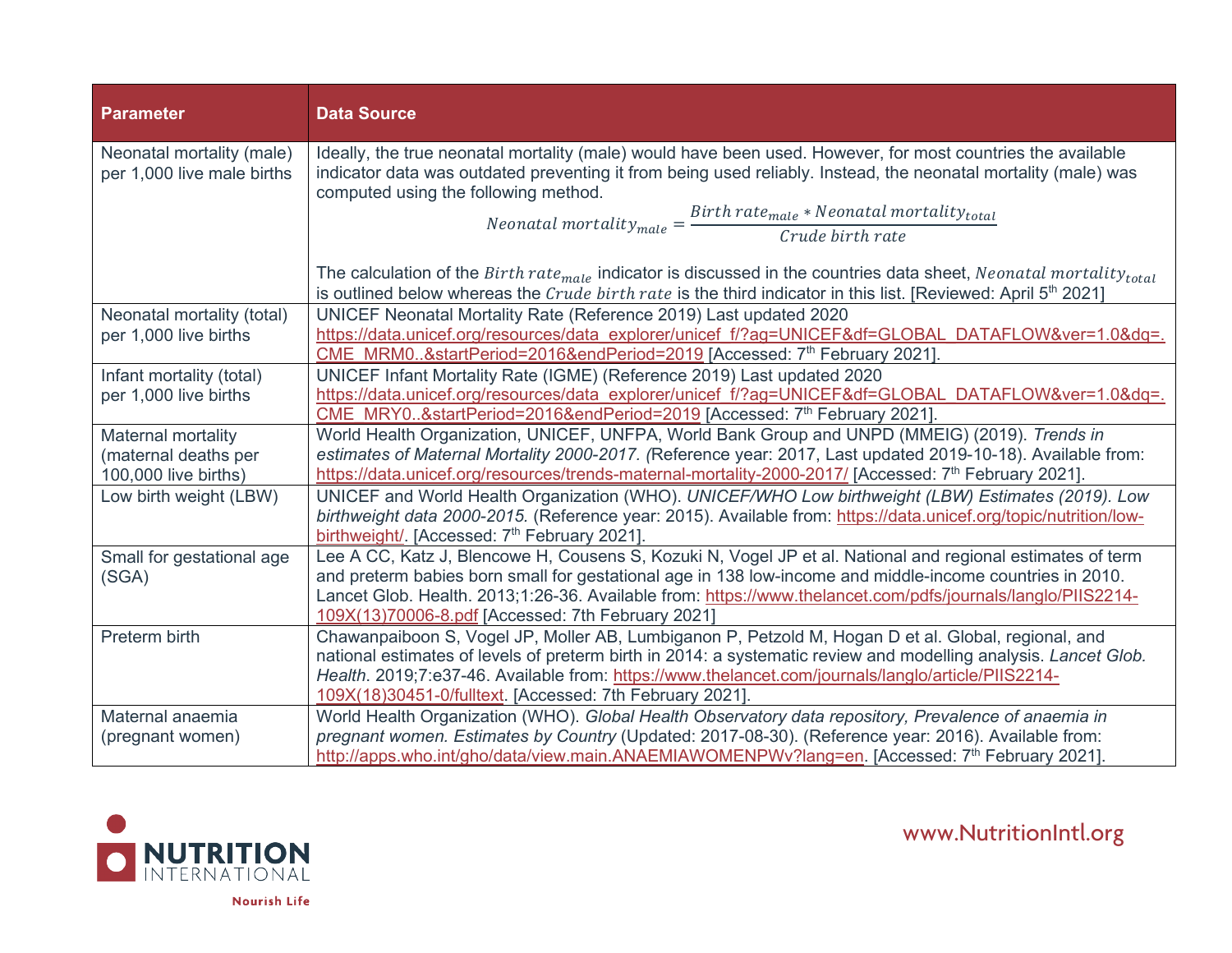| Parameter | Data Source |
|---|---|
| Neonatal mortality (male) per 1,000 live male births | Ideally, the true neonatal mortality (male) would have been used. However, for most countries the available indicator data was outdated preventing it from being used reliably. Instead, the neonatal mortality (male) was computed using the following method. $$Neonatal\ mortality_{male} = \frac{Birth\ rate_{male} * Neonatal\ mortality_{total}}{Crude\ birth\ rate}$$ The calculation of the $Birth\ rate_{male}$ indicator is discussed in the countries data sheet, $Neonatal\ mortality_{total}$ is outlined below whereas the $Crude\ birth\ rate$ is the third indicator in this list. [Reviewed: April 5th 2021] |
| Neonatal mortality (total) per 1,000 live births | UNICEF Neonatal Mortality Rate (Reference 2019) Last updated 2020 https://data.unicef.org/resources/data_explorer/unicef_f/?ag=UNICEF&df=GLOBAL_DATAFLOW&ver=1.0&dq=.CME_MRM0..&startPeriod=2016&endPeriod=2019 [Accessed: 7th February 2021]. |
| Infant mortality (total) per 1,000 live births | UNICEF Infant Mortality Rate (IGME) (Reference 2019) Last updated 2020 https://data.unicef.org/resources/data_explorer/unicef_f/?ag=UNICEF&df=GLOBAL_DATAFLOW&ver=1.0&dq=.CME_MRY0..&startPeriod=2016&endPeriod=2019 [Accessed: 7th February 2021]. |
| Maternal mortality (maternal deaths per 100,000 live births) | World Health Organization, UNICEF, UNFPA, World Bank Group and UNPD (MMEIG) (2019). *Trends in estimates of Maternal Mortality 2000-2017. (*Reference year: 2017, Last updated 2019-10-18). Available from: https://data.unicef.org/resources/trends-maternal-mortality-2000-2017/ [Accessed: 7th February 2021]. |
| Low birth weight (LBW) | UNICEF and World Health Organization (WHO). *UNICEF/WHO Low birthweight (LBW) Estimates (2019). Low birthweight data 2000-2015.* (Reference year: 2015). Available from: https://data.unicef.org/topic/nutrition/low-birthweight/. [Accessed: 7th February 2021]. |
| Small for gestational age (SGA) | Lee A CC, Katz J, Blencowe H, Cousens S, Kozuki N, Vogel JP et al. National and regional estimates of term and preterm babies born small for gestational age in 138 low-income and middle-income countries in 2010. Lancet Glob. Health. 2013;1:26-36. Available from: https://www.thelancet.com/pdfs/journals/langlo/PIIS2214-109X(13)70006-8.pdf [Accessed: 7th February 2021] |
| Preterm birth | Chawanpaiboon S, Vogel JP, Moller AB, Lumbiganon P, Petzold M, Hogan D et al. Global, regional, and national estimates of levels of preterm birth in 2014: a systematic review and modelling analysis. *Lancet Glob. Health*. 2019;7:e37-46. Available from: https://www.thelancet.com/journals/langlo/article/PIIS2214-109X(18)30451-0/fulltext. [Accessed: 7th February 2021]. |
| Maternal anaemia (pregnant women) | World Health Organization (WHO). *Global Health Observatory data repository, Prevalence of anaemia in pregnant women. Estimates by Country* (Updated: 2017-08-30). (Reference year: 2016). Available from: http://apps.who.int/gho/data/view.main.ANAEMIAWOMENPWv?lang=en. [Accessed: 7th February 2021]. |

NUTRITION INTERNATIONAL

Nourish Life

www.NutritionIntl.org